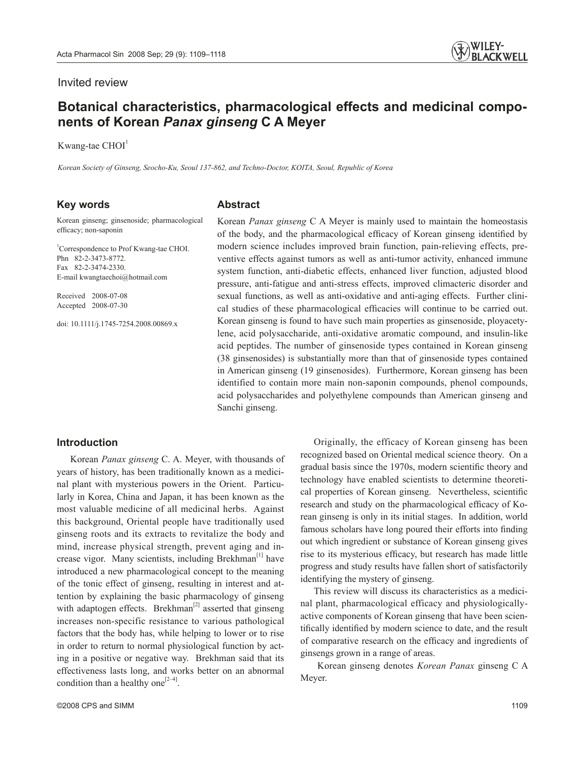Invited review

# Botanical characteristics, pharmacological effects and medicinal components of Korean *Panax ginseng* C A Meyer

Kwang-tae CHOI[1]

*Korean Society of Ginseng, Seocho-Ku, Seoul 137-862, and Techno-Doctor, KOITA, Seoul, Republic of Korea*

## Key words

Korean ginseng; ginsenoside; pharmacological efficacy; non-saponin

[1]Correspondence to Prof Kwang-tae CHOI.
Phn 82-2-3473-8772.
Fax 82-2-3474-2330.
E-mail kwangtaechoi@hotmail.com

Received 2008-07-08
Accepted 2008-07-30

doi: 10.1111/j.1745-7254.2008.00869.x

## Abstract

Korean *Panax ginseng* C A Meyer is mainly used to maintain the homeostasis of the body, and the pharmacological efficacy of Korean ginseng identified by modern science includes improved brain function, pain-relieving effects, preventive effects against tumors as well as anti-tumor activity, enhanced immune system function, anti-diabetic effects, enhanced liver function, adjusted blood pressure, anti-fatigue and anti-stress effects, improved climacteric disorder and sexual functions, as well as anti-oxidative and anti-aging effects. Further clinical studies of these pharmacological efficacies will continue to be carried out. Korean ginseng is found to have such main properties as ginsenoside, ployacetylene, acid polysaccharide, anti-oxidative aromatic compound, and insulin-like acid peptides. The number of ginsenoside types contained in Korean ginseng (38 ginsenosides) is substantially more than that of ginsenoside types contained in American ginseng (19 ginsenosides). Furthermore, Korean ginseng has been identified to contain more main non-saponin compounds, phenol compounds, acid polysaccharides and polyethylene compounds than American ginseng and Sanchi ginseng.

## Introduction

Korean *Panax ginseng* C. A. Meyer, with thousands of years of history, has been traditionally known as a medicinal plant with mysterious powers in the Orient. Particularly in Korea, China and Japan, it has been known as the most valuable medicine of all medicinal herbs. Against this background, Oriental people have traditionally used ginseng roots and its extracts to revitalize the body and mind, increase physical strength, prevent aging and increase vigor. Many scientists, including Brekhman[1] have introduced a new pharmacological concept to the meaning of the tonic effect of ginseng, resulting in interest and attention by explaining the basic pharmacology of ginseng with adaptogen effects. Brekhman[2] asserted that ginseng increases non-specific resistance to various pathological factors that the body has, while helping to lower or to rise in order to return to normal physiological function by acting in a positive or negative way. Brekhman said that its effectiveness lasts long, and works better on an abnormal condition than a healthy one[2–4].

Originally, the efficacy of Korean ginseng has been recognized based on Oriental medical science theory. On a gradual basis since the 1970s, modern scientific theory and technology have enabled scientists to determine theoretical properties of Korean ginseng. Nevertheless, scientific research and study on the pharmacological efficacy of Korean ginseng is only in its initial stages. In addition, world famous scholars have long poured their efforts into finding out which ingredient or substance of Korean ginseng gives rise to its mysterious efficacy, but research has made little progress and study results have fallen short of satisfactorily identifying the mystery of ginseng.

This review will discuss its characteristics as a medicinal plant, pharmacological efficacy and physiologically-active components of Korean ginseng that have been scientifically identified by modern science to date, and the result of comparative research on the efficacy and ingredients of ginsengs grown in a range of areas.

Korean ginseng denotes *Korean Panax* ginseng C A Meyer.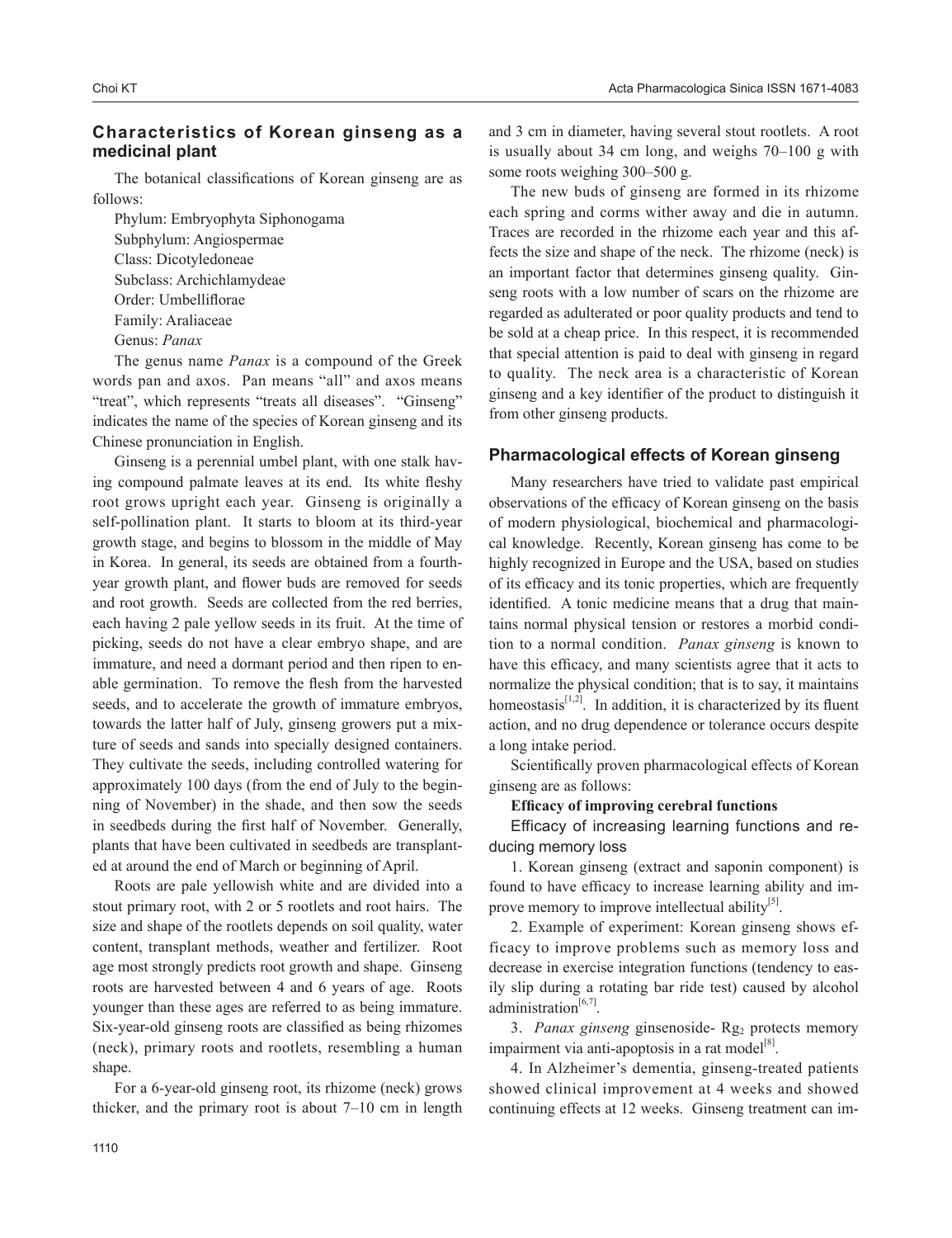## Characteristics of Korean ginseng as a medicinal plant

The botanical classifications of Korean ginseng are as follows:

Phylum: Embryophyta Siphonogama
Subphylum: Angiospermae
Class: Dicotyledoneae
Subclass: Archichlamydeae
Order: Umbelliflorae
Family: Araliaceae
Genus: *Panax*

The genus name *Panax* is a compound of the Greek words pan and axos. Pan means "all" and axos means "treat", which represents "treats all diseases". "Ginseng" indicates the name of the species of Korean ginseng and its Chinese pronunciation in English.

Ginseng is a perennial umbel plant, with one stalk having compound palmate leaves at its end. Its white fleshy root grows upright each year. Ginseng is originally a self-pollination plant. It starts to bloom at its third-year growth stage, and begins to blossom in the middle of May in Korea. In general, its seeds are obtained from a fourth-year growth plant, and flower buds are removed for seeds and root growth. Seeds are collected from the red berries, each having 2 pale yellow seeds in its fruit. At the time of picking, seeds do not have a clear embryo shape, and are immature, and need a dormant period and then ripen to enable germination. To remove the flesh from the harvested seeds, and to accelerate the growth of immature embryos, towards the latter half of July, ginseng growers put a mixture of seeds and sands into specially designed containers. They cultivate the seeds, including controlled watering for approximately 100 days (from the end of July to the beginning of November) in the shade, and then sow the seeds in seedbeds during the first half of November. Generally, plants that have been cultivated in seedbeds are transplanted at around the end of March or beginning of April.

Roots are pale yellowish white and are divided into a stout primary root, with 2 or 5 rootlets and root hairs. The size and shape of the rootlets depends on soil quality, water content, transplant methods, weather and fertilizer. Root age most strongly predicts root growth and shape. Ginseng roots are harvested between 4 and 6 years of age. Roots younger than these ages are referred to as being immature. Six-year-old ginseng roots are classified as being rhizomes (neck), primary roots and rootlets, resembling a human shape.

For a 6-year-old ginseng root, its rhizome (neck) grows thicker, and the primary root is about 7–10 cm in length and 3 cm in diameter, having several stout rootlets. A root is usually about 34 cm long, and weighs 70–100 g with some roots weighing 300–500 g.

The new buds of ginseng are formed in its rhizome each spring and corms wither away and die in autumn. Traces are recorded in the rhizome each year and this affects the size and shape of the neck. The rhizome (neck) is an important factor that determines ginseng quality. Ginseng roots with a low number of scars on the rhizome are regarded as adulterated or poor quality products and tend to be sold at a cheap price. In this respect, it is recommended that special attention is paid to deal with ginseng in regard to quality. The neck area is a characteristic of Korean ginseng and a key identifier of the product to distinguish it from other ginseng products.

## Pharmacological effects of Korean ginseng

Many researchers have tried to validate past empirical observations of the efficacy of Korean ginseng on the basis of modern physiological, biochemical and pharmacological knowledge. Recently, Korean ginseng has come to be highly recognized in Europe and the USA, based on studies of its efficacy and its tonic properties, which are frequently identified. A tonic medicine means that a drug that maintains normal physical tension or restores a morbid condition to a normal condition. *Panax ginseng* is known to have this efficacy, and many scientists agree that it acts to normalize the physical condition; that is to say, it maintains homeostasis[1,2]. In addition, it is characterized by its fluent action, and no drug dependence or tolerance occurs despite a long intake period.

Scientifically proven pharmacological effects of Korean ginseng are as follows:

**Efficacy of improving cerebral functions**

Efficacy of increasing learning functions and reducing memory loss

1. Korean ginseng (extract and saponin component) is found to have efficacy to increase learning ability and improve memory to improve intellectual ability[5].

2. Example of experiment: Korean ginseng shows efficacy to improve problems such as memory loss and decrease in exercise integration functions (tendency to easily slip during a rotating bar ride test) caused by alcohol administration[6,7].

3. *Panax ginseng* ginsenoside- $Rg_2$ protects memory impairment via anti-apoptosis in a rat model[8].

4. In Alzheimer's dementia, ginseng-treated patients showed clinical improvement at 4 weeks and showed continuing effects at 12 weeks. Ginseng treatment can im-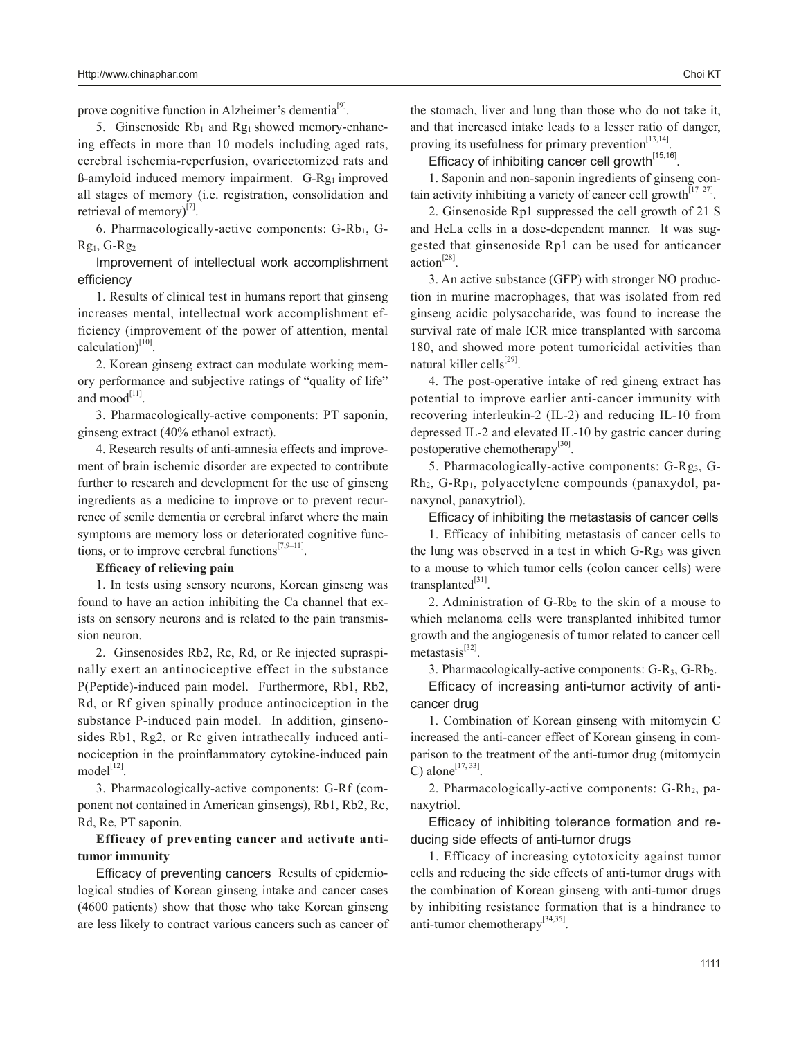prove cognitive function in Alzheimer's dementia[9].

5. Ginsenoside $Rb_1$ and $Rg_1$ showed memory-enhancing effects in more than 10 models including aged rats, cerebral ischemia-reperfusion, ovariectomized rats and ß-amyloid induced memory impairment. G-$Rg_1$ improved all stages of memory (i.e. registration, consolidation and retrieval of memory)[7].

6. Pharmacologically-active components: G-$Rb_1$, G-$Rg_1$, G-$Rg_2$

### Improvement of intellectual work accomplishment efficiency

1. Results of clinical test in humans report that ginseng increases mental, intellectual work accomplishment efficiency (improvement of the power of attention, mental calculation)[10].

2. Korean ginseng extract can modulate working memory performance and subjective ratings of "quality of life" and mood[11].

3. Pharmacologically-active components: PT saponin, ginseng extract (40% ethanol extract).

4. Research results of anti-amnesia effects and improvement of brain ischemic disorder are expected to contribute further to research and development for the use of ginseng ingredients as a medicine to improve or to prevent recurrence of senile dementia or cerebral infarct where the main symptoms are memory loss or deteriorated cognitive functions, or to improve cerebral functions[7,9–11].

## Efficacy of relieving pain

1. In tests using sensory neurons, Korean ginseng was found to have an action inhibiting the Ca channel that exists on sensory neurons and is related to the pain transmission neuron.

2. Ginsenosides Rb2, Rc, Rd, or Re injected supraspinally exert an antinociceptive effect in the substance P(Peptide)-induced pain model. Furthermore, Rb1, Rb2, Rd, or Rf given spinally produce antinociception in the substance P-induced pain model. In addition, ginsenosides Rb1, Rg2, or Rc given intrathecally induced antinociception in the proinflammatory cytokine-induced pain model[12].

3. Pharmacologically-active components: G-Rf (component not contained in American ginsengs), Rb1, Rb2, Rc, Rd, Re, PT saponin.

## Efficacy of preventing cancer and activate anti-tumor immunity

**Efficacy of preventing cancers** Results of epidemiological studies of Korean ginseng intake and cancer cases (4600 patients) show that those who take Korean ginseng are less likely to contract various cancers such as cancer of the stomach, liver and lung than those who do not take it, and that increased intake leads to a lesser ratio of danger, proving its usefulness for primary prevention[13,14].

### Efficacy of inhibiting cancer cell growth[15,16].

1. Saponin and non-saponin ingredients of ginseng contain activity inhibiting a variety of cancer cell growth[17–27].

2. Ginsenoside Rp1 suppressed the cell growth of 21 S and HeLa cells in a dose-dependent manner. It was suggested that ginsenoside Rp1 can be used for anticancer action[28].

3. An active substance (GFP) with stronger NO production in murine macrophages, that was isolated from red ginseng acidic polysaccharide, was found to increase the survival rate of male ICR mice transplanted with sarcoma 180, and showed more potent tumoricidal activities than natural killer cells[29].

4. The post-operative intake of red gineng extract has potential to improve earlier anti-cancer immunity with recovering interleukin-2 (IL-2) and reducing IL-10 from depressed IL-2 and elevated IL-10 by gastric cancer during postoperative chemotherapy[30].

5. Pharmacologically-active components: G-$Rg_3$, G-$Rh_2$, G-$Rp_1$, polyacetylene compounds (panaxydol, panaxynol, panaxytriol).

### Efficacy of inhibiting the metastasis of cancer cells

1. Efficacy of inhibiting metastasis of cancer cells to the lung was observed in a test in which G-$Rg_3$ was given to a mouse to which tumor cells (colon cancer cells) were transplanted[31].

2. Administration of G-$Rb_2$ to the skin of a mouse to which melanoma cells were transplanted inhibited tumor growth and the angiogenesis of tumor related to cancer cell metastasis[32].

3. Pharmacologically-active components: G-$R_3$, G-$Rb_2$.

### Efficacy of increasing anti-tumor activity of anticancer drug

1. Combination of Korean ginseng with mitomycin C increased the anti-cancer effect of Korean ginseng in comparison to the treatment of the anti-tumor drug (mitomycin C) alone[17, 33].

2. Pharmacologically-active components: G-$Rh_2$, panaxytriol.

### Efficacy of inhibiting tolerance formation and reducing side effects of anti-tumor drugs

1. Efficacy of increasing cytotoxicity against tumor cells and reducing the side effects of anti-tumor drugs with the combination of Korean ginseng with anti-tumor drugs by inhibiting resistance formation that is a hindrance to anti-tumor chemotherapy[34,35].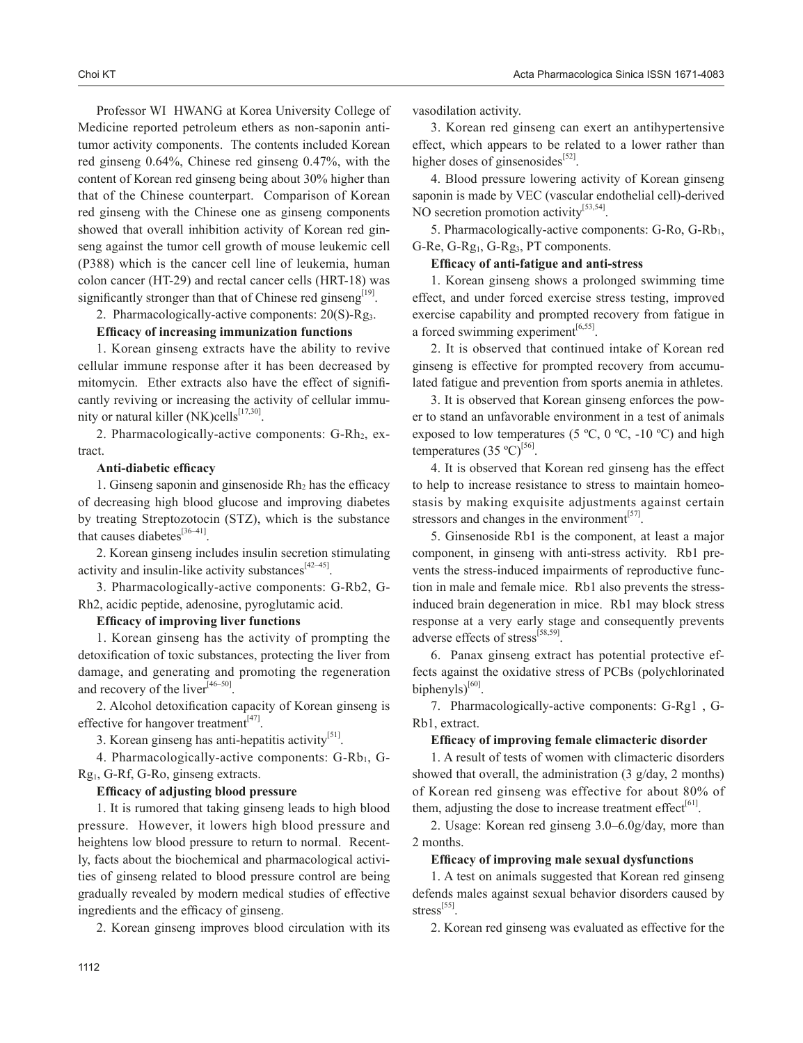Professor WI HWANG at Korea University College of Medicine reported petroleum ethers as non-saponin antitumor activity components. The contents included Korean red ginseng 0.64%, Chinese red ginseng 0.47%, with the content of Korean red ginseng being about 30% higher than that of the Chinese counterpart. Comparison of Korean red ginseng with the Chinese one as ginseng components showed that overall inhibition activity of Korean red ginseng against the tumor cell growth of mouse leukemic cell (P388) which is the cancer cell line of leukemia, human colon cancer (HT-29) and rectal cancer cells (HRT-18) was significantly stronger than that of Chinese red ginseng[19].

2. Pharmacologically-active components: 20(S)-$Rg_3$.

**Efficacy of increasing immunization functions**

1. Korean ginseng extracts have the ability to revive cellular immune response after it has been decreased by mitomycin. Ether extracts also have the effect of significantly reviving or increasing the activity of cellular immunity or natural killer (NK)cells[17,30].

2. Pharmacologically-active components: G-$Rh_2$, extract.

**Anti-diabetic efficacy**

1. Ginseng saponin and ginsenoside $Rh_2$ has the efficacy of decreasing high blood glucose and improving diabetes by treating Streptozotocin (STZ), which is the substance that causes diabetes[36–41].

2. Korean ginseng includes insulin secretion stimulating activity and insulin-like activity substances[42–45].

3. Pharmacologically-active components: G-Rb2, G-Rh2, acidic peptide, adenosine, pyroglutamic acid.

**Efficacy of improving liver functions**

1. Korean ginseng has the activity of prompting the detoxification of toxic substances, protecting the liver from damage, and generating and promoting the regeneration and recovery of the liver[46–50].

2. Alcohol detoxification capacity of Korean ginseng is effective for hangover treatment[47].

3. Korean ginseng has anti-hepatitis activity[51].

4. Pharmacologically-active components: G-$Rb_1$, G-$Rg_1$, G-Rf, G-Ro, ginseng extracts.

**Efficacy of adjusting blood pressure**

1. It is rumored that taking ginseng leads to high blood pressure. However, it lowers high blood pressure and heightens low blood pressure to return to normal. Recently, facts about the biochemical and pharmacological activities of ginseng related to blood pressure control are being gradually revealed by modern medical studies of effective ingredients and the efficacy of ginseng.

2. Korean ginseng improves blood circulation with its vasodilation activity.

3. Korean red ginseng can exert an antihypertensive effect, which appears to be related to a lower rather than higher doses of ginsenosides[52].

4. Blood pressure lowering activity of Korean ginseng saponin is made by VEC (vascular endothelial cell)-derived NO secretion promotion activity[53,54].

5. Pharmacologically-active components: G-Ro, G-$Rb_1$, G-Re, G-$Rg_1$, G-$Rg_3$, PT components.

**Efficacy of anti-fatigue and anti-stress**

1. Korean ginseng shows a prolonged swimming time effect, and under forced exercise stress testing, improved exercise capability and prompted recovery from fatigue in a forced swimming experiment[6,55].

2. It is observed that continued intake of Korean red ginseng is effective for prompted recovery from accumulated fatigue and prevention from sports anemia in athletes.

3. It is observed that Korean ginseng enforces the power to stand an unfavorable environment in a test of animals exposed to low temperatures (5 ºC, 0 ºC, -10 ºC) and high temperatures (35 ºC)[56].

4. It is observed that Korean red ginseng has the effect to help to increase resistance to stress to maintain homeostasis by making exquisite adjustments against certain stressors and changes in the environment[57].

5. Ginsenoside Rb1 is the component, at least a major component, in ginseng with anti-stress activity. Rb1 prevents the stress-induced impairments of reproductive function in male and female mice. Rb1 also prevents the stress-induced brain degeneration in mice. Rb1 may block stress response at a very early stage and consequently prevents adverse effects of stress[58,59].

6. Panax ginseng extract has potential protective effects against the oxidative stress of PCBs (polychlorinated biphenyls)[60].

7. Pharmacologically-active components: G-Rg1 , G-Rb1, extract.

**Efficacy of improving female climacteric disorder**

1. A result of tests of women with climacteric disorders showed that overall, the administration (3 g/day, 2 months) of Korean red ginseng was effective for about 80% of them, adjusting the dose to increase treatment effect[61].

2. Usage: Korean red ginseng 3.0–6.0g/day, more than 2 months.

**Efficacy of improving male sexual dysfunctions**

1. A test on animals suggested that Korean red ginseng defends males against sexual behavior disorders caused by stress[55].

2. Korean red ginseng was evaluated as effective for the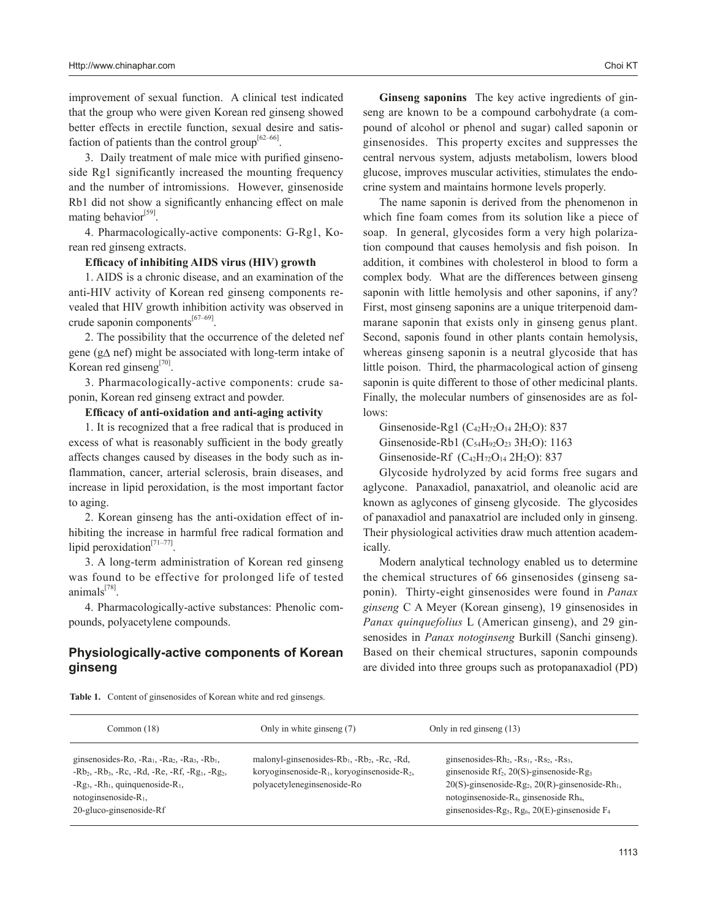improvement of sexual function. A clinical test indicated that the group who were given Korean red ginseng showed better effects in erectile function, sexual desire and satisfaction of patients than the control group[62–66].

3. Daily treatment of male mice with purified ginsenoside Rg1 significantly increased the mounting frequency and the number of intromissions. However, ginsenoside Rb1 did not show a significantly enhancing effect on male mating behavior[59].

4. Pharmacologically-active components: G-Rg1, Korean red ginseng extracts.

**Efficacy of inhibiting AIDS virus (HIV) growth**

1. AIDS is a chronic disease, and an examination of the anti-HIV activity of Korean red ginseng components revealed that HIV growth inhibition activity was observed in crude saponin components[67–69].

2. The possibility that the occurrence of the deleted nef gene (gΔ nef) might be associated with long-term intake of Korean red ginseng[70].

3. Pharmacologically-active components: crude saponin, Korean red ginseng extract and powder.

**Efficacy of anti-oxidation and anti-aging activity**

1. It is recognized that a free radical that is produced in excess of what is reasonably sufficient in the body greatly affects changes caused by diseases in the body such as inflammation, cancer, arterial sclerosis, brain diseases, and increase in lipid peroxidation, is the most important factor to aging.

2. Korean ginseng has the anti-oxidation effect of inhibiting the increase in harmful free radical formation and lipid peroxidation[71–77].

3. A long-term administration of Korean red ginseng was found to be effective for prolonged life of tested animals[78].

4. Pharmacologically-active substances: Phenolic compounds, polyacetylene compounds.

## Physiologically-active components of Korean ginseng

**Ginseng saponins** The key active ingredients of ginseng are known to be a compound carbohydrate (a compound of alcohol or phenol and sugar) called saponin or ginsenosides. This property excites and suppresses the central nervous system, adjusts metabolism, lowers blood glucose, improves muscular activities, stimulates the endocrine system and maintains hormone levels properly.

The name saponin is derived from the phenomenon in which fine foam comes from its solution like a piece of soap. In general, glycosides form a very high polarization compound that causes hemolysis and fish poison. In addition, it combines with cholesterol in blood to form a complex body. What are the differences between ginseng saponin with little hemolysis and other saponins, if any? First, most ginseng saponins are a unique triterpenoid dammarane saponin that exists only in ginseng genus plant. Second, saponis found in other plants contain hemolysis, whereas ginseng saponin is a neutral glycoside that has little poison. Third, the pharmacological action of ginseng saponin is quite different to those of other medicinal plants. Finally, the molecular numbers of ginsenosides are as follows:

Ginsenoside-Rg1 ($C_{42}H_{72}O_{14}$ $2H_2O$): 837

Ginsenoside-Rb1 ($C_{54}H_{92}O_{23}$ $3H_2O$): 1163

Ginsenoside-Rf ($C_{42}H_{72}O_{14}$ $2H_2O$): 837

Glycoside hydrolyzed by acid forms free sugars and aglycone. Panaxadiol, panaxatriol, and oleanolic acid are known as aglycones of ginseng glycoside. The glycosides of panaxadiol and panaxatriol are included only in ginseng. Their physiological activities draw much attention academically.

Modern analytical technology enabled us to determine the chemical structures of 66 ginsenosides (ginseng saponin). Thirty-eight ginsenosides were found in *Panax ginseng* C A Meyer (Korean ginseng), 19 ginsenosides in *Panax quinquefolius* L (American ginseng), and 29 ginsenosides in *Panax notoginseng* Burkill (Sanchi ginseng). Based on their chemical structures, saponin compounds are divided into three groups such as protopanaxadiol (PD)

**Table 1.** Content of ginsenosides of Korean white and red ginsengs.

| Common (18) | Only in white ginseng (7) | Only in red ginseng (13) |
|---|---|---|
| ginsenosides-Ro, -$Ra_1$, -$Ra_2$, -$Ra_3$, -$Rb_1$, -$Rb_2$, -$Rb_3$, -Rc, -Rd, -Re, -Rf, -$Rg_1$, -$Rg_2$, -$Rg_3$, -$Rh_1$, quinquenoside-$R_1$, notoginsenoside-$R_1$, 20-gluco-ginsenoside-Rf | malonyl-ginsenosides-$Rb_1$, -$Rb_2$, -Rc, -Rd, koryoginsenoside-$R_1$, koryoginsenoside-$R_2$, polyacetyleneginsenoside-Ro | ginsenosides-$Rh_2$, -$Rs_1$, -$Rs_2$, -$Rs_3$, ginsenoside $Rf_2$, 20(S)-ginsenoside-$Rg_3$ 20(S)-ginsenoside-$Rg_2$, 20(R)-ginsenoside-$Rh_1$, notoginsenoside-$R_4$, ginsenoside $Rh_4$, ginsenosides-$Rg_5$, $Rg_6$, 20(E)-ginsenoside $F_4$ |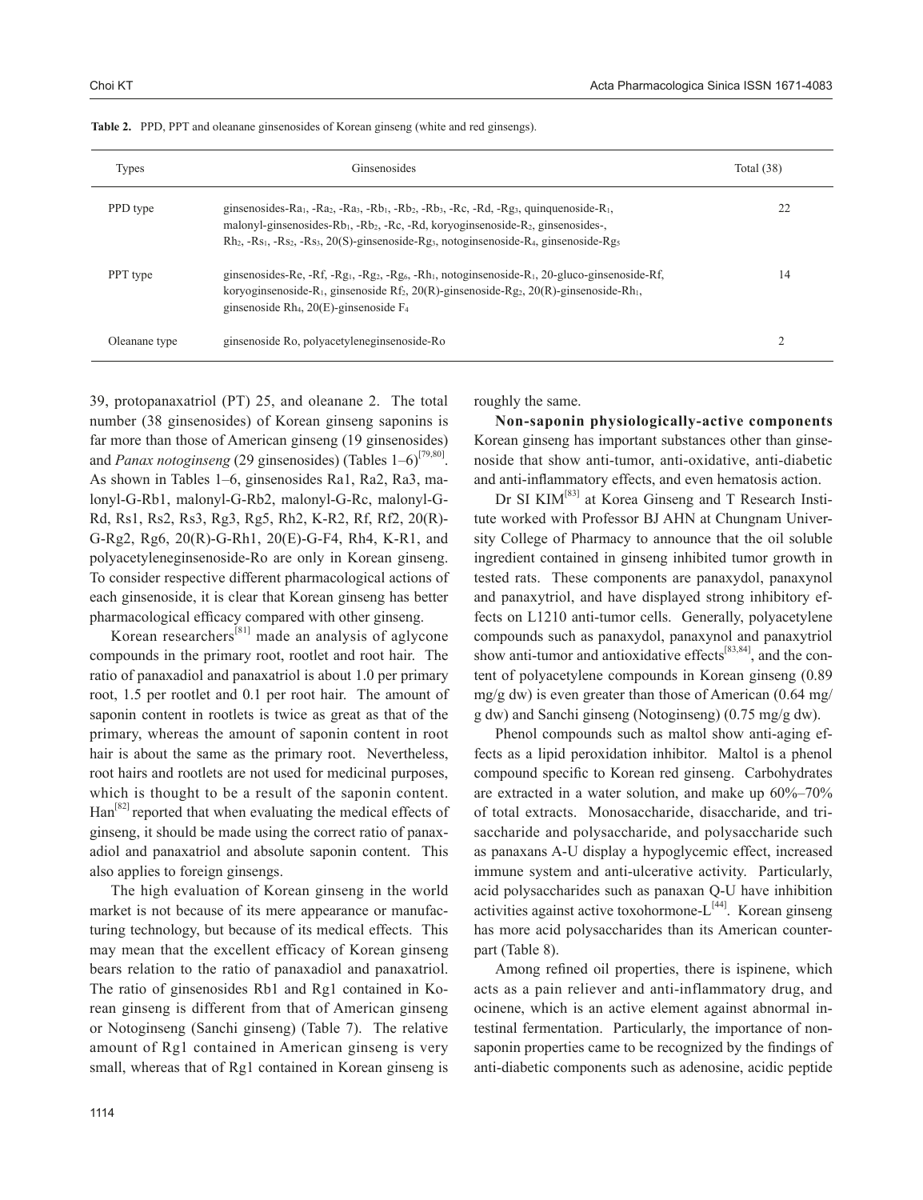**Table 2.** PPD, PPT and oleanane ginsenosides of Korean ginseng (white and red ginsengs).

| Types | Ginsenosides | Total (38) |
|---|---|---|
| PPD type | ginsenosides-$Ra_1$, -$Ra_2$, -$Ra_3$, -$Rb_1$, -$Rb_2$, -$Rb_3$, -Rc, -Rd, -$Rg_3$, quinquenoside-$R_1$, malonyl-ginsenosides-$Rb_1$, -$Rb_2$, -Rc, -Rd, koryoginsenoside-$R_2$, ginsenosides-, $Rh_2$, -$Rs_1$, -$Rs_2$, -$Rs_3$, 20(S)-ginsenoside-$Rg_3$, notoginsenoside-$R_4$, ginsenoside-$Rg_5$ | 22 |
| PPT type | ginsenosides-Re, -Rf, -$Rg_1$, -$Rg_2$, -$Rg_6$, -$Rh_1$, notoginsenoside-$R_1$, 20-gluco-ginsenoside-Rf, koryoginsenoside-$R_1$, ginsenoside $Rf_2$, 20(R)-ginsenoside-$Rg_2$, 20(R)-ginsenoside-$Rh_1$, ginsenoside $Rh_4$, 20(E)-ginsenoside $F_4$ | 14 |
| Oleanane type | ginsenoside Ro, polyacetyleneginsenoside-Ro | 2 |

39, protopanaxatriol (PT) 25, and oleanane 2. The total number (38 ginsenosides) of Korean ginseng saponins is far more than those of American ginseng (19 ginsenosides) and *Panax notoginseng* (29 ginsenosides) (Tables 1–6)[79,80]. As shown in Tables 1–6, ginsenosides Ra1, Ra2, Ra3, malonyl-G-Rb1, malonyl-G-Rb2, malonyl-G-Rc, malonyl-G-Rd, Rs1, Rs2, Rs3, Rg3, Rg5, Rh2, K-R2, Rf, Rf2, 20(R)-G-Rg2, Rg6, 20(R)-G-Rh1, 20(E)-G-F4, Rh4, K-R1, and polyacetyleneginsenoside-Ro are only in Korean ginseng. To consider respective different pharmacological actions of each ginsenoside, it is clear that Korean ginseng has better pharmacological efficacy compared with other ginseng.

Korean researchers[81] made an analysis of aglycone compounds in the primary root, rootlet and root hair. The ratio of panaxadiol and panaxatriol is about 1.0 per primary root, 1.5 per rootlet and 0.1 per root hair. The amount of saponin content in rootlets is twice as great as that of the primary, whereas the amount of saponin content in root hair is about the same as the primary root. Nevertheless, root hairs and rootlets are not used for medicinal purposes, which is thought to be a result of the saponin content. Han[82] reported that when evaluating the medical effects of ginseng, it should be made using the correct ratio of panaxadiol and panaxatriol and absolute saponin content. This also applies to foreign ginsengs.

The high evaluation of Korean ginseng in the world market is not because of its mere appearance or manufacturing technology, but because of its medical effects. This may mean that the excellent efficacy of Korean ginseng bears relation to the ratio of panaxadiol and panaxatriol. The ratio of ginsenosides Rb1 and Rg1 contained in Korean ginseng is different from that of American ginseng or Notoginseng (Sanchi ginseng) (Table 7). The relative amount of Rg1 contained in American ginseng is very small, whereas that of Rg1 contained in Korean ginseng is roughly the same.

**Non-saponin physiologically-active components** Korean ginseng has important substances other than ginsenoside that show anti-tumor, anti-oxidative, anti-diabetic and anti-inflammatory effects, and even hematosis action.

Dr SI KIM[83] at Korea Ginseng and T Research Institute worked with Professor BJ AHN at Chungnam University College of Pharmacy to announce that the oil soluble ingredient contained in ginseng inhibited tumor growth in tested rats. These components are panaxydol, panaxynol and panaxytriol, and have displayed strong inhibitory effects on L1210 anti-tumor cells. Generally, polyacetylene compounds such as panaxydol, panaxynol and panaxytriol show anti-tumor and antioxidative effects[83,84], and the content of polyacetylene compounds in Korean ginseng (0.89 mg/g dw) is even greater than those of American (0.64 mg/g dw) and Sanchi ginseng (Notoginseng) (0.75 mg/g dw).

Phenol compounds such as maltol show anti-aging effects as a lipid peroxidation inhibitor. Maltol is a phenol compound specific to Korean red ginseng. Carbohydrates are extracted in a water solution, and make up 60%–70% of total extracts. Monosaccharide, disaccharide, and trisaccharide and polysaccharide, and polysaccharide such as panaxans A-U display a hypoglycemic effect, increased immune system and anti-ulcerative activity. Particularly, acid polysaccharides such as panaxan Q-U have inhibition activities against active toxohormone-L[44]. Korean ginseng has more acid polysaccharides than its American counterpart (Table 8).

Among refined oil properties, there is ispinene, which acts as a pain reliever and anti-inflammatory drug, and ocinene, which is an active element against abnormal intestinal fermentation. Particularly, the importance of non-saponin properties came to be recognized by the findings of anti-diabetic components such as adenosine, acidic peptide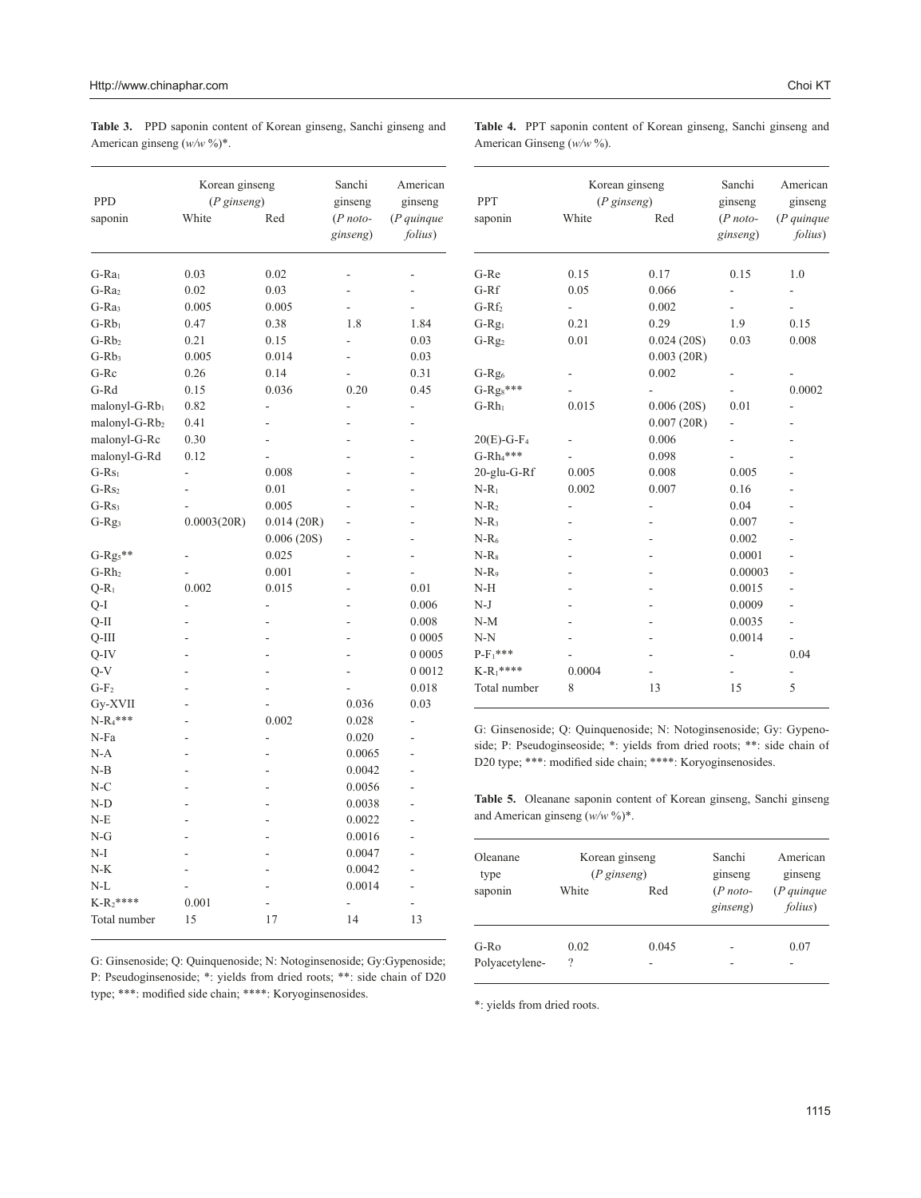**Table 3.** PPD saponin content of Korean ginseng, Sanchi ginseng and American ginseng (*w/w* %)*.

| PPD saponin | Korean ginseng (*P ginseng*) White | Korean ginseng (*P ginseng*) Red | Sanchi ginseng (*P noto-ginseng*) | American ginseng (*P quinque folius*) |
|---|---|---|---|---|
| G-$Ra_1$ | 0.03 | 0.02 | - | - |
| G-$Ra_2$ | 0.02 | 0.03 | - | - |
| G-$Ra_3$ | 0.005 | 0.005 | - | - |
| G-$Rb_1$ | 0.47 | 0.38 | 1.8 | 1.84 |
| G-$Rb_2$ | 0.21 | 0.15 | - | 0.03 |
| G-$Rb_3$ | 0.005 | 0.014 | - | 0.03 |
| G-Rc | 0.26 | 0.14 | - | 0.31 |
| G-Rd | 0.15 | 0.036 | 0.20 | 0.45 |
| malonyl-G-$Rb_1$ | 0.82 | - | - | - |
| malonyl-G-$Rb_2$ | 0.41 | - | - | - |
| malonyl-G-Rc | 0.30 | - | - | - |
| malonyl-G-Rd | 0.12 | - | - | - |
| G-$Rs_1$ | - | 0.008 | - | - |
| G-$Rs_2$ | - | 0.01 | - | - |
| G-$Rs_3$ | - | 0.005 | - | - |
| G-$Rg_3$ | 0.0003(20R) | 0.014 (20R) | - | - |
| | | 0.006 (20S) | - | - |
| G-$Rg_5$** | - | 0.025 | - | - |
| G-$Rh_2$ | - | 0.001 | - | - |
| Q-$R_1$ | 0.002 | 0.015 | - | 0.01 |
| Q-I | - | - | - | 0.006 |
| Q-II | - | - | - | 0.008 |
| Q-III | - | - | - | 0 0005 |
| Q-IV | - | - | - | 0 0005 |
| Q-V | - | - | - | 0 0012 |
| G-$F_2$ | - | - | - | 0.018 |
| Gy-XVII | - | - | 0.036 | 0.03 |
| N-$R_4$*** | - | 0.002 | 0.028 | - |
| N-Fa | - | - | 0.020 | - |
| N-A | - | - | 0.0065 | - |
| N-B | - | - | 0.0042 | - |
| N-C | - | - | 0.0056 | - |
| N-D | - | - | 0.0038 | - |
| N-E | - | - | 0.0022 | - |
| N-G | - | - | 0.0016 | - |
| N-I | - | - | 0.0047 | - |
| N-K | - | - | 0.0042 | - |
| N-L | - | - | 0.0014 | - |
| K-$R_2$**** | 0.001 | - | - | - |
| Total number | 15 | 17 | 14 | 13 |

G: Ginsenoside; Q: Quinquenoside; N: Notoginsenoside; Gy:Gypenoside; P: Pseudoginsenoside; *: yields from dried roots; **: side chain of D20 type; ***: modified side chain; ****: Koryoginsenosides.

**Table 4.** PPT saponin content of Korean ginseng, Sanchi ginseng and American Ginseng (*w/w* %).

| PPT saponin | Korean ginseng (*P ginseng*) White | Korean ginseng (*P ginseng*) Red | Sanchi ginseng (*P noto-ginseng*) | American ginseng (*P quinque folius*) |
|---|---|---|---|---|
| G-Re | 0.15 | 0.17 | 0.15 | 1.0 |
| G-Rf | 0.05 | 0.066 | - | - |
| G-$Rf_2$ | - | 0.002 | - | - |
| G-$Rg_1$ | 0.21 | 0.29 | 1.9 | 0.15 |
| G-$Rg_2$ | 0.01 | 0.024 (20S) | 0.03 | 0.008 |
| | | 0.003 (20R) | | |
| G-$Rg_6$ | - | 0.002 | - | - |
| G-$Rg_8$*** | - | - | - | 0.0002 |
| G-$Rh_1$ | 0.015 | 0.006 (20S) | 0.01 | - |
| | | 0.007 (20R) | - | - |
| 20(E)-G-$F_4$ | - | 0.006 | - | - |
| G-$Rh_4$*** | - | 0.098 | - | - |
| 20-glu-G-Rf | 0.005 | 0.008 | 0.005 | - |
| N-$R_1$ | 0.002 | 0.007 | 0.16 | - |
| N-$R_2$ | - | - | 0.04 | - |
| N-$R_3$ | - | - | 0.007 | - |
| N-$R_6$ | - | - | 0.002 | - |
| N-$R_8$ | - | - | 0.0001 | - |
| N-$R_9$ | - | - | 0.00003 | - |
| N-H | - | - | 0.0015 | - |
| N-J | - | - | 0.0009 | - |
| N-M | - | - | 0.0035 | - |
| N-N | - | - | 0.0014 | - |
| P-$F_1$*** | - | - | - | 0.04 |
| K-$R_1$**** | 0.0004 | - | - | - |
| Total number | 8 | 13 | 15 | 5 |

G: Ginsenoside; Q: Quinquenoside; N: Notoginsenoside; Gy: Gypenoside; P: Pseudoginseoside; *: yields from dried roots; **: side chain of D20 type; ***: modified side chain; ****: Koryoginsenosides.

**Table 5.** Oleanane saponin content of Korean ginseng, Sanchi ginseng and American ginseng (*w/w* %)*.

| Oleanane type saponin | Korean ginseng (*P ginseng*) White | Korean ginseng (*P ginseng*) Red | Sanchi ginseng (*P noto-ginseng*) | American ginseng (*P quinque folius*) |
|---|---|---|---|---|
| G-Ro | 0.02 | 0.045 | - | 0.07 |
| Polyacetylene- | ? | - | - | - |

*: yields from dried roots.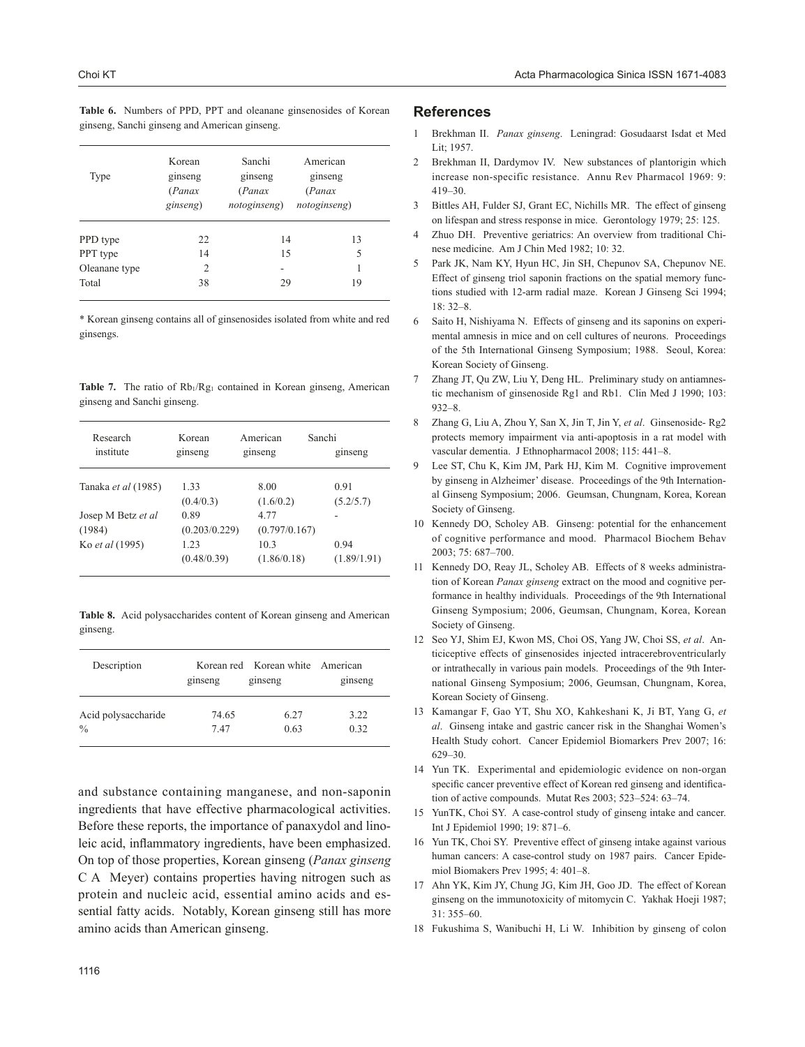**Table 6.** Numbers of PPD, PPT and oleanane ginsenosides of Korean ginseng, Sanchi ginseng and American ginseng.

| Type | Korean ginseng (*Panax ginseng*) | Sanchi ginseng (*Panax notoginseng*) | American ginseng (*Panax notoginseng*) |
|---|---|---|---|
| PPD type | 22 | 14 | 13 |
| PPT type | 14 | 15 | 5 |
| Oleanane type | 2 | - | 1 |
| Total | 38 | 29 | 19 |

* Korean ginseng contains all of ginsenosides isolated from white and red ginsengs.

**Table 7.** The ratio of $Rb_1/Rg_1$ contained in Korean ginseng, American ginseng and Sanchi ginseng.

| Research institute | Korean ginseng | American ginseng | Sanchi ginseng |
|---|---|---|---|
| Tanaka *et al* (1985) | 1.33 (0.4/0.3) | 8.00 (1.6/0.2) | 0.91 (5.2/5.7) |
| Josep M Betz *et al* (1984) | 0.89 (0.203/0.229) | 4.77 (0.797/0.167) | - |
| Ko *et al* (1995) | 1.23 (0.48/0.39) | 10.3 (1.86/0.18) | 0.94 (1.89/1.91) |

**Table 8.** Acid polysaccharides content of Korean ginseng and American ginseng.

| Description | Korean red ginseng | Korean white ginseng | American ginseng |
|---|---|---|---|
| Acid polysaccharide | 74.65 | 6.27 | 3.22 |
| % | 7.47 | 0.63 | 0.32 |

and substance containing manganese, and non-saponin ingredients that have effective pharmacological activities. Before these reports, the importance of panaxydol and linoleic acid, inflammatory ingredients, have been emphasized. On top of those properties, Korean ginseng (*Panax ginseng* C A Meyer) contains properties having nitrogen such as protein and nucleic acid, essential amino acids and essential fatty acids. Notably, Korean ginseng still has more amino acids than American ginseng.

## References

1. Brekhman II. *Panax ginseng*. Leningrad: Gosudaarst Isdat et Med Lit; 1957.
2. Brekhman II, Dardymov IV. New substances of plantorigin which increase non-specific resistance. Annu Rev Pharmacol 1969: 9: 419–30.
3. Bittles AH, Fulder SJ, Grant EC, Nichills MR. The effect of ginseng on lifespan and stress response in mice. Gerontology 1979; 25: 125.
4. Zhuo DH. Preventive geriatrics: An overview from traditional Chinese medicine. Am J Chin Med 1982; 10: 32.
5. Park JK, Nam KY, Hyun HC, Jin SH, Chepunov SA, Chepunov NE. Effect of ginseng triol saponin fractions on the spatial memory functions studied with 12-arm radial maze. Korean J Ginseng Sci 1994; 18: 32–8.
6. Saito H, Nishiyama N. Effects of ginseng and its saponins on experimental amnesia in mice and on cell cultures of neurons. Proceedings of the 5th International Ginseng Symposium; 1988. Seoul, Korea: Korean Society of Ginseng.
7. Zhang JT, Qu ZW, Liu Y, Deng HL. Preliminary study on antiamnestic mechanism of ginsenoside Rg1 and Rb1. Clin Med J 1990; 103: 932–8.
8. Zhang G, Liu A, Zhou Y, San X, Jin T, Jin Y, *et al*. Ginsenoside- Rg2 protects memory impairment via anti-apoptosis in a rat model with vascular dementia. J Ethnopharmacol 2008; 115: 441–8.
9. Lee ST, Chu K, Kim JM, Park HJ, Kim M. Cognitive improvement by ginseng in Alzheimer' disease. Proceedings of the 9th International Ginseng Symposium; 2006. Geumsan, Chungnam, Korea, Korean Society of Ginseng.
10. Kennedy DO, Scholey AB. Ginseng: potential for the enhancement of cognitive performance and mood. Pharmacol Biochem Behav 2003; 75: 687–700.
11. Kennedy DO, Reay JL, Scholey AB. Effects of 8 weeks administration of Korean *Panax ginseng* extract on the mood and cognitive performance in healthy individuals. Proceedings of the 9th International Ginseng Symposium; 2006, Geumsan, Chungnam, Korea, Korean Society of Ginseng.
12. Seo YJ, Shim EJ, Kwon MS, Choi OS, Yang JW, Choi SS, *et al*. Anticiceptive effects of ginsenosides injected intracerebroventricularly or intrathecally in various pain models. Proceedings of the 9th International Ginseng Symposium; 2006, Geumsan, Chungnam, Korea, Korean Society of Ginseng.
13. Kamangar F, Gao YT, Shu XO, Kahkeshani K, Ji BT, Yang G, *et al*. Ginseng intake and gastric cancer risk in the Shanghai Women's Health Study cohort. Cancer Epidemiol Biomarkers Prev 2007; 16: 629–30.
14. Yun TK. Experimental and epidemiologic evidence on non-organ specific cancer preventive effect of Korean red ginseng and identification of active compounds. Mutat Res 2003; 523–524: 63–74.
15. YunTK, Choi SY. A case-control study of ginseng intake and cancer. Int J Epidemiol 1990; 19: 871–6.
16. Yun TK, Choi SY. Preventive effect of ginseng intake against various human cancers: A case-control study on 1987 pairs. Cancer Epidemiol Biomakers Prev 1995; 4: 401–8.
17. Ahn YK, Kim JY, Chung JG, Kim JH, Goo JD. The effect of Korean ginseng on the immunotoxicity of mitomycin C. Yakhak Hoeji 1987; 31: 355–60.
18. Fukushima S, Wanibuchi H, Li W. Inhibition by ginseng of colon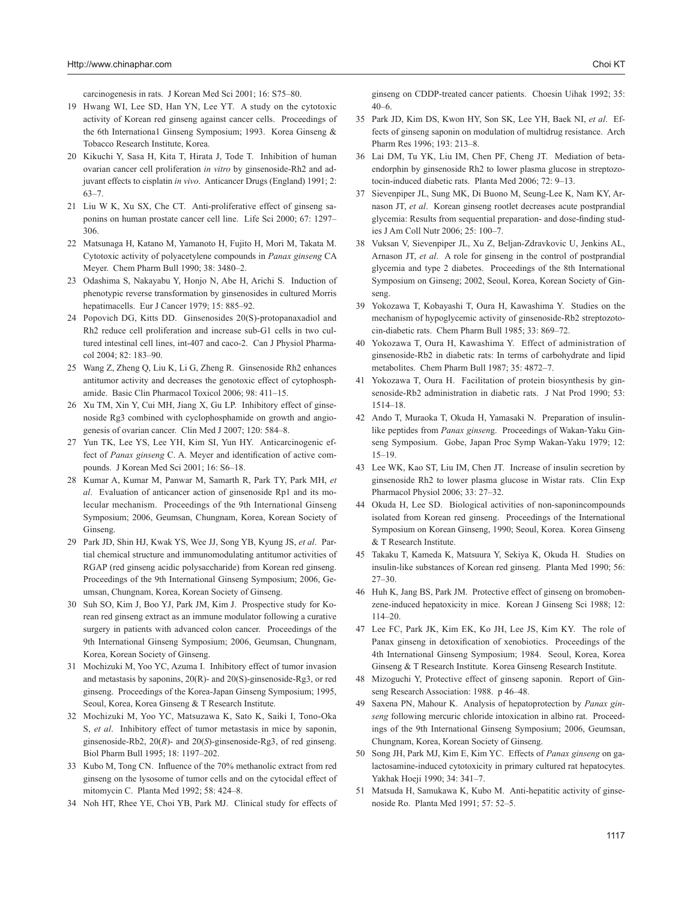carcinogenesis in rats. J Korean Med Sci 2001; 16: S75–80.

19 Hwang WI, Lee SD, Han YN, Lee YT. A study on the cytotoxic activity of Korean red ginseng against cancer cells. Proceedings of the 6th Internationa1 Ginseng Symposium; 1993. Korea Ginseng & Tobacco Research Institute, Korea.

20 Kikuchi Y, Sasa H, Kita T, Hirata J, Tode T. Inhibition of human ovarian cancer cell proliferation *in vitro* by ginsenoside-Rh2 and adjuvant effects to cisplatin *in vivo*. Anticancer Drugs (England) 1991; 2: 63–7.

21 Liu W K, Xu SX, Che CT. Anti-proliferative effect of ginseng saponins on human prostate cancer cell line. Life Sci 2000; 67: 1297–306.

22 Matsunaga H, Katano M, Yamanoto H, Fujito H, Mori M, Takata M. Cytotoxic activity of polyacetylene compounds in *Panax ginseng* CA Meyer. Chem Pharm Bull 1990; 38: 3480–2.

23 Odashima S, Nakayabu Y, Honjo N, Abe H, Arichi S. Induction of phenotypic reverse transformation by ginsenosides in cultured Morris hepatimacells. Eur J Cancer 1979; 15: 885–92.

24 Popovich DG, Kitts DD. Ginsenosides 20(S)-protopanaxadiol and Rh2 reduce cell proliferation and increase sub-G1 cells in two cultured intestinal cell lines, int-407 and caco-2. Can J Physiol Pharmacol 2004; 82: 183–90.

25 Wang Z, Zheng Q, Liu K, Li G, Zheng R. Ginsenoside Rh2 enhances antitumor activity and decreases the genotoxic effect of cytophosphamide. Basic Clin Pharmacol Toxicol 2006; 98: 411–15.

26 Xu TM, Xin Y, Cui MH, Jiang X, Gu LP. Inhibitory effect of ginsenoside Rg3 combined with cyclophosphamide on growth and angiogenesis of ovarian cancer. Clin Med J 2007; 120: 584–8.

27 Yun TK, Lee YS, Lee YH, Kim SI, Yun HY. Anticarcinogenic effect of *Panax ginseng* C. A. Meyer and identification of active compounds. J Korean Med Sci 2001; 16: S6–18.

28 Kumar A, Kumar M, Panwar M, Samarth R, Park TY, Park MH, *et al*. Evaluation of anticancer action of ginsenoside Rp1 and its molecular mechanism. Proceedings of the 9th International Ginseng Symposium; 2006, Geumsan, Chungnam, Korea, Korean Society of Ginseng.

29 Park JD, Shin HJ, Kwak YS, Wee JJ, Song YB, Kyung JS, *et al*. Partial chemical structure and immunomodulating antitumor activities of RGAP (red ginseng acidic polysaccharide) from Korean red ginseng. Proceedings of the 9th International Ginseng Symposium; 2006, Geumsan, Chungnam, Korea, Korean Society of Ginseng.

30 Suh SO, Kim J, Boo YJ, Park JM, Kim J. Prospective study for Korean red ginseng extract as an immune modulator following a curative surgery in patients with advanced colon cancer. Proceedings of the 9th International Ginseng Symposium; 2006, Geumsan, Chungnam, Korea, Korean Society of Ginseng.

31 Mochizuki M, Yoo YC, Azuma I. Inhibitory effect of tumor invasion and metastasis by saponins, 20(R)- and 20(S)-ginsenoside-Rg3, or red ginseng. Proceedings of the Korea-Japan Ginseng Symposium; 1995, Seoul, Korea, Korea Ginseng & T Research Institute.

32 Mochizuki M, Yoo YC, Matsuzawa K, Sato K, Saiki I, Tono-Oka S, *et al*. Inhibitory effect of tumor metastasis in mice by saponin, ginsenoside-Rb2, 20(*R*)- and 20(*S*)-ginsenoside-Rg3, of red ginseng. Biol Pharm Bull 1995; 18: 1197–202.

33 Kubo M, Tong CN. Influence of the 70% methanolic extract from red ginseng on the lysosome of tumor cells and on the cytocidal effect of mitomycin C. Planta Med 1992; 58: 424–8.

34 Noh HT, Rhee YE, Choi YB, Park MJ. Clinical study for effects of ginseng on CDDP-treated cancer patients. Choesin Uihak 1992; 35: 40–6.

35 Park JD, Kim DS, Kwon HY, Son SK, Lee YH, Baek NI, *et al*. Effects of ginseng saponin on modulation of multidrug resistance. Arch Pharm Res 1996; 193: 213–8.

36 Lai DM, Tu YK, Liu IM, Chen PF, Cheng JT. Mediation of beta-endorphin by ginsenoside Rh2 to lower plasma glucose in streptozotocin-induced diabetic rats. Planta Med 2006; 72: 9–13.

37 Sievenpiper JL, Sung MK, Di Buono M, Seung-Lee K, Nam KY, Arnason JT, *et al*. Korean ginseng rootlet decreases acute postprandial glycemia: Results from sequential preparation- and dose-finding studies J Am Coll Nutr 2006; 25: 100–7.

38 Vuksan V, Sievenpiper JL, Xu Z, Beljan-Zdravkovic U, Jenkins AL, Arnason JT, *et al*. A role for ginseng in the control of postprandial glycemia and type 2 diabetes. Proceedings of the 8th International Symposium on Ginseng; 2002, Seoul, Korea, Korean Society of Ginseng.

39 Yokozawa T, Kobayashi T, Oura H, Kawashima Y. Studies on the mechanism of hypoglycemic activity of ginsenoside-Rb2 streptozotocin-diabetic rats. Chem Pharm Bull 1985; 33: 869–72.

40 Yokozawa T, Oura H, Kawashima Y. Effect of administration of ginsenoside-Rb2 in diabetic rats: In terms of carbohydrate and lipid metabolites. Chem Pharm Bull 1987; 35: 4872–7.

41 Yokozawa T, Oura H. Facilitation of protein biosynthesis by ginsenoside-Rb2 administration in diabetic rats. J Nat Prod 1990; 53: 1514–18.

42 Ando T, Muraoka T, Okuda H, Yamasaki N. Preparation of insulin-like peptides from *Panax ginsen*g. Proceedings of Wakan-Yaku Ginseng Symposium. Gobe, Japan Proc Symp Wakan-Yaku 1979; 12: 15–19.

43 Lee WK, Kao ST, Liu IM, Chen JT. Increase of insulin secretion by ginsenoside Rh2 to lower plasma glucose in Wistar rats. Clin Exp Pharmacol Physiol 2006; 33: 27–32.

44 Okuda H, Lee SD. Biological activities of non-saponincompounds isolated from Korean red ginseng. Proceedings of the International Symposium on Korean Ginseng, 1990; Seoul, Korea. Korea Ginseng & T Research Institute.

45 Takaku T, Kameda K, Matsuura Y, Sekiya K, Okuda H. Studies on insulin-like substances of Korean red ginseng. Planta Med 1990; 56: 27–30.

46 Huh K, Jang BS, Park JM. Protective effect of ginseng on bromobenzene-induced hepatoxicity in mice. Korean J Ginseng Sci 1988; 12: 114–20.

47 Lee FC, Park JK, Kim EK, Ko JH, Lee JS, Kim KY. The role of Panax ginseng in detoxification of xenobiotics. Proceedings of the 4th International Ginseng Symposium; 1984. Seoul, Korea, Korea Ginseng & T Research Institute. Korea Ginseng Research Institute.

48 Mizoguchi Y, Protective effect of ginseng saponin. Report of Ginseng Research Association: 1988. p 46–48.

49 Saxena PN, Mahour K. Analysis of hepatoprotection by *Panax ginseng* following mercuric chloride intoxication in albino rat. Proceedings of the 9th International Ginseng Symposium; 2006, Geumsan, Chungnam, Korea, Korean Society of Ginseng.

50 Song JH, Park MJ, Kim E, Kim YC. Effects of *Panax ginseng* on galactosamine-induced cytotoxicity in primary cultured rat hepatocytes. Yakhak Hoeji 1990; 34: 341–7.

51 Matsuda H, Samukawa K, Kubo M. Anti-hepatitic activity of ginsenoside Ro. Planta Med 1991; 57: 52–5.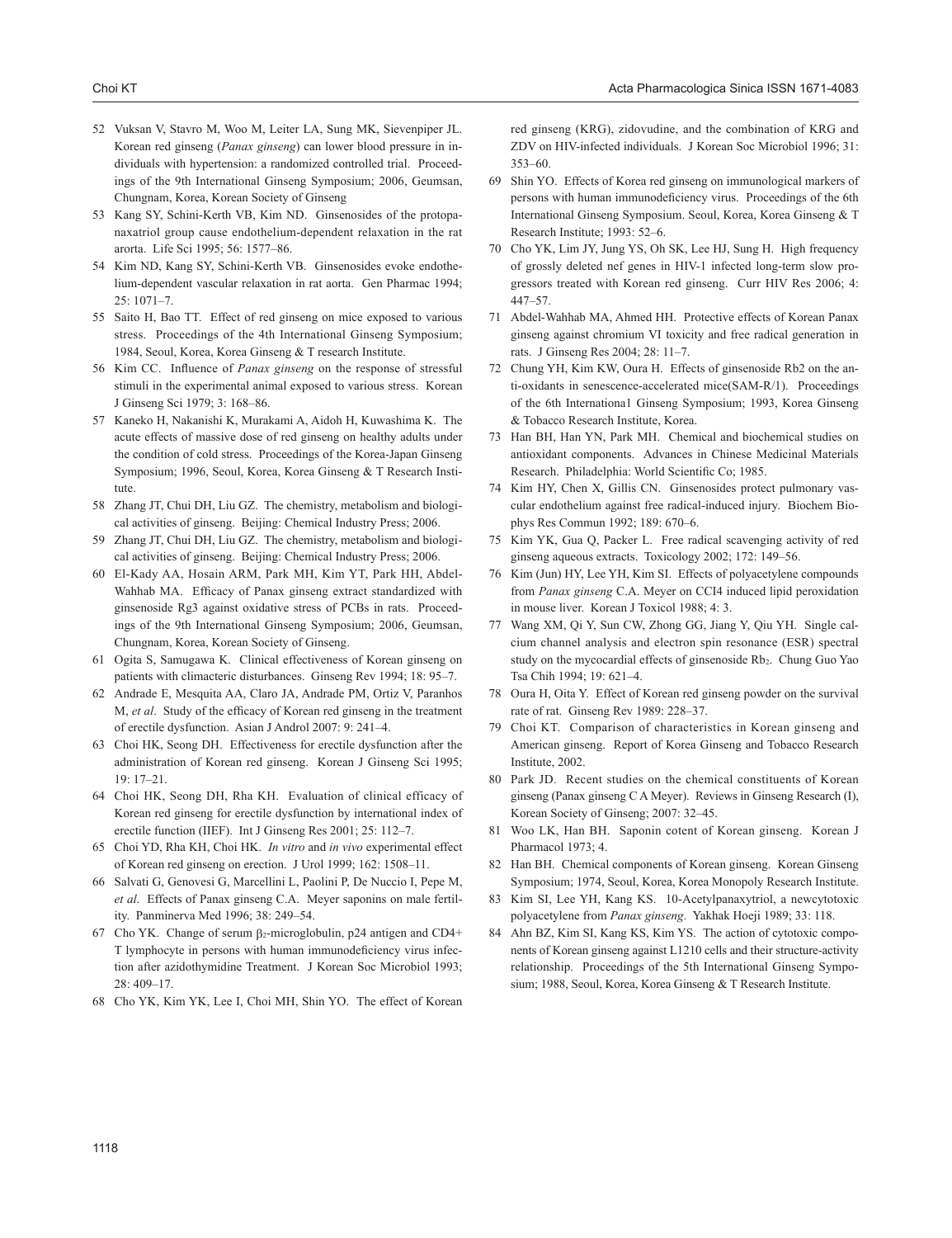52 Vuksan V, Stavro M, Woo M, Leiter LA, Sung MK, Sievenpiper JL. Korean red ginseng (*Panax ginseng*) can lower blood pressure in individuals with hypertension: a randomized controlled trial. Proceedings of the 9th International Ginseng Symposium; 2006, Geumsan, Chungnam, Korea, Korean Society of Ginseng

53 Kang SY, Schini-Kerth VB, Kim ND. Ginsenosides of the protopanaxatriol group cause endothelium-dependent relaxation in the rat arorta. Life Sci 1995; 56: 1577–86.

54 Kim ND, Kang SY, Schini-Kerth VB. Ginsenosides evoke endothelium-dependent vascular relaxation in rat aorta. Gen Pharmac 1994; 25: 1071–7.

55 Saito H, Bao TT. Effect of red ginseng on mice exposed to various stress. Proceedings of the 4th International Ginseng Symposium; 1984, Seoul, Korea, Korea Ginseng & T research Institute.

56 Kim CC. Influence of *Panax ginseng* on the response of stressful stimuli in the experimental animal exposed to various stress. Korean J Ginseng Sci 1979; 3: 168–86.

57 Kaneko H, Nakanishi K, Murakami A, Aidoh H, Kuwashima K. The acute effects of massive dose of red ginseng on healthy adults under the condition of cold stress. Proceedings of the Korea-Japan Ginseng Symposium; 1996, Seoul, Korea, Korea Ginseng & T Research Institute.

58 Zhang JT, Chui DH, Liu GZ. The chemistry, metabolism and biological activities of ginseng. Beijing: Chemical Industry Press; 2006.

59 Zhang JT, Chui DH, Liu GZ. The chemistry, metabolism and biological activities of ginseng. Beijing: Chemical Industry Press; 2006.

60 El-Kady AA, Hosain ARM, Park MH, Kim YT, Park HH, Abdel-Wahhab MA. Efficacy of Panax ginseng extract standardized with ginsenoside Rg3 against oxidative stress of PCBs in rats. Proceedings of the 9th International Ginseng Symposium; 2006, Geumsan, Chungnam, Korea, Korean Society of Ginseng.

61 Ogita S, Samugawa K. Clinical effectiveness of Korean ginseng on patients with climacteric disturbances. Ginseng Rev 1994; 18: 95–7.

62 Andrade E, Mesquita AA, Claro JA, Andrade PM, Ortiz V, Paranhos M, *et al*. Study of the efficacy of Korean red ginseng in the treatment of erectile dysfunction. Asian J Androl 2007: 9: 241–4.

63 Choi HK, Seong DH. Effectiveness for erectile dysfunction after the administration of Korean red ginseng. Korean J Ginseng Sci 1995; 19: 17–21.

64 Choi HK, Seong DH, Rha KH. Evaluation of clinical efficacy of Korean red ginseng for erectile dysfunction by international index of erectile function (IIEF). Int J Ginseng Res 2001; 25: 112–7.

65 Choi YD, Rha KH, Choi HK. *In vitro* and *in vivo* experimental effect of Korean red ginseng on erection. J Urol 1999; 162: 1508–11.

66 Salvati G, Genovesi G, Marcellini L, Paolini P, De Nuccio I, Pepe M, *et al*. Effects of Panax ginseng C.A. Meyer saponins on male fertility. Panminerva Med 1996; 38: 249–54.

67 Cho YK. Change of serum $\beta_2$-microglobulin, p24 antigen and CD4+ T lymphocyte in persons with human immunodeficiency virus infection after azidothymidine Treatment. J Korean Soc Microbiol 1993; 28: 409–17.

68 Cho YK, Kim YK, Lee I, Choi MH, Shin YO. The effect of Korean red ginseng (KRG), zidovudine, and the combination of KRG and ZDV on HIV-infected individuals. J Korean Soc Microbiol 1996; 31: 353–60.

69 Shin YO. Effects of Korea red ginseng on immunological markers of persons with human immunodeficiency virus. Proceedings of the 6th International Ginseng Symposium. Seoul, Korea, Korea Ginseng & T Research Institute; 1993: 52–6.

70 Cho YK, Lim JY, Jung YS, Oh SK, Lee HJ, Sung H. High frequency of grossly deleted nef genes in HIV-1 infected long-term slow progressors treated with Korean red ginseng. Curr HIV Res 2006; 4: 447–57.

71 Abdel-Wahhab MA, Ahmed HH. Protective effects of Korean Panax ginseng against chromium VI toxicity and free radical generation in rats. J Ginseng Res 2004; 28: 11–7.

72 Chung YH, Kim KW, Oura H. Effects of ginsenoside Rb2 on the anti-oxidants in senescence-accelerated mice(SAM-R/1). Proceedings of the 6th Internationa1 Ginseng Symposium; 1993, Korea Ginseng & Tobacco Research Institute, Korea.

73 Han BH, Han YN, Park MH. Chemical and biochemical studies on antioxidant components. Advances in Chinese Medicinal Materials Research. Philadelphia: World Scientific Co; 1985.

74 Kim HY, Chen X, Gillis CN. Ginsenosides protect pulmonary vascular endothelium against free radical-induced injury. Biochem Biophys Res Commun 1992; 189: 670–6.

75 Kim YK, Gua Q, Packer L. Free radical scavenging activity of red ginseng aqueous extracts. Toxicology 2002; 172: 149–56.

76 Kim (Jun) HY, Lee YH, Kim SI. Effects of polyacetylene compounds from *Panax ginseng* C.A. Meyer on CCI4 induced lipid peroxidation in mouse liver. Korean J Toxicol 1988; 4: 3.

77 Wang XM, Qi Y, Sun CW, Zhong GG, Jiang Y, Qiu YH. Single calcium channel analysis and electron spin resonance (ESR) spectral study on the mycocardial effects of ginsenoside $Rb_2$. Chung Guo Yao Tsa Chih 1994; 19: 621–4.

78 Oura H, Oita Y. Effect of Korean red ginseng powder on the survival rate of rat. Ginseng Rev 1989: 228–37.

79 Choi KT. Comparison of characteristics in Korean ginseng and American ginseng. Report of Korea Ginseng and Tobacco Research Institute, 2002.

80 Park JD. Recent studies on the chemical constituents of Korean ginseng (Panax ginseng C A Meyer). Reviews in Ginseng Research (I), Korean Society of Ginseng; 2007: 32–45.

81 Woo LK, Han BH. Saponin cotent of Korean ginseng. Korean J Pharmacol 1973; 4.

82 Han BH. Chemical components of Korean ginseng. Korean Ginseng Symposium; 1974, Seoul, Korea, Korea Monopoly Research Institute.

83 Kim SI, Lee YH, Kang KS. 10-Acetylpanaxytriol, a newcytotoxic polyacetylene from *Panax ginseng*. Yakhak Hoeji 1989; 33: 118.

84 Ahn BZ, Kim SI, Kang KS, Kim YS. The action of cytotoxic components of Korean ginseng against L1210 cells and their structure-activity relationship. Proceedings of the 5th International Ginseng Symposium; 1988, Seoul, Korea, Korea Ginseng & T Research Institute.